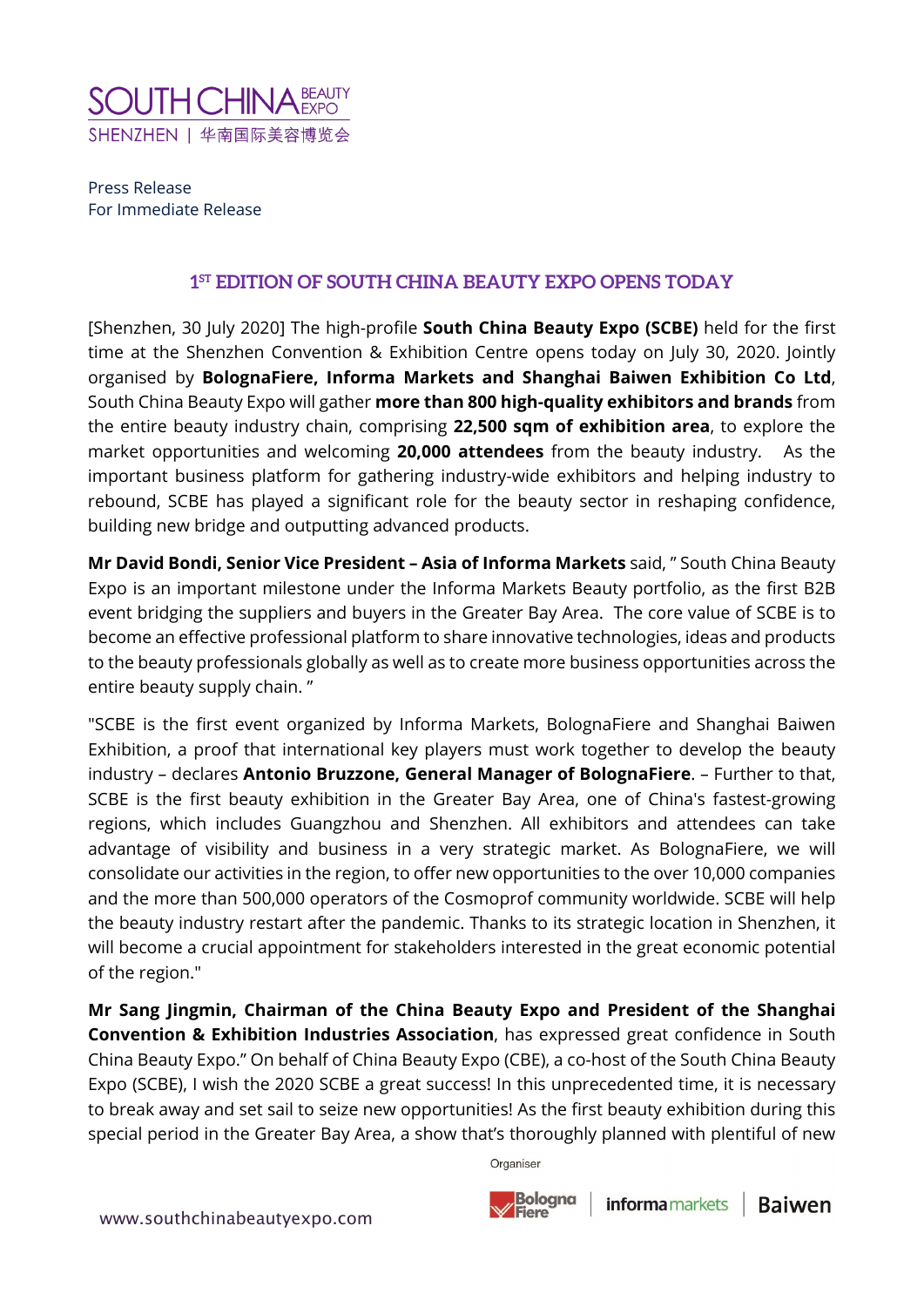SOUTH CHINA BEAUTY EXPO
SHENZHEN | 华南国际美容博览会

Press Release
For Immediate Release

## 1ST EDITION OF SOUTH CHINA BEAUTY EXPO OPENS TODAY

[Shenzhen, 30 July 2020] The high-profile **South China Beauty Expo (SCBE)** held for the first time at the Shenzhen Convention & Exhibition Centre opens today on July 30, 2020. Jointly organised by **BolognaFiere, Informa Markets and Shanghai Baiwen Exhibition Co Ltd**, South China Beauty Expo will gather **more than 800 high-quality exhibitors and brands** from the entire beauty industry chain, comprising **22,500 sqm of exhibition area**, to explore the market opportunities and welcoming **20,000 attendees** from the beauty industry. As the important business platform for gathering industry-wide exhibitors and helping industry to rebound, SCBE has played a significant role for the beauty sector in reshaping confidence, building new bridge and outputting advanced products.

**Mr David Bondi, Senior Vice President – Asia of Informa Markets** said, " South China Beauty Expo is an important milestone under the Informa Markets Beauty portfolio, as the first B2B event bridging the suppliers and buyers in the Greater Bay Area. The core value of SCBE is to become an effective professional platform to share innovative technologies, ideas and products to the beauty professionals globally as well as to create more business opportunities across the entire beauty supply chain. "

"SCBE is the first event organized by Informa Markets, BolognaFiere and Shanghai Baiwen Exhibition, a proof that international key players must work together to develop the beauty industry – declares **Antonio Bruzzone, General Manager of BolognaFiere**. – Further to that, SCBE is the first beauty exhibition in the Greater Bay Area, one of China's fastest-growing regions, which includes Guangzhou and Shenzhen. All exhibitors and attendees can take advantage of visibility and business in a very strategic market. As BolognaFiere, we will consolidate our activities in the region, to offer new opportunities to the over 10,000 companies and the more than 500,000 operators of the Cosmoprof community worldwide. SCBE will help the beauty industry restart after the pandemic. Thanks to its strategic location in Shenzhen, it will become a crucial appointment for stakeholders interested in the great economic potential of the region."

**Mr Sang Jingmin, Chairman of the China Beauty Expo and President of the Shanghai Convention & Exhibition Industries Association**, has expressed great confidence in South China Beauty Expo." On behalf of China Beauty Expo (CBE), a co-host of the South China Beauty Expo (SCBE), I wish the 2020 SCBE a great success! In this unprecedented time, it is necessary to break away and set sail to seize new opportunities! As the first beauty exhibition during this special period in the Greater Bay Area, a show that's thoroughly planned with plentiful of new

Organiser
BolognaFiere | informa markets | Baiwen

www.southchinabeautyexpo.com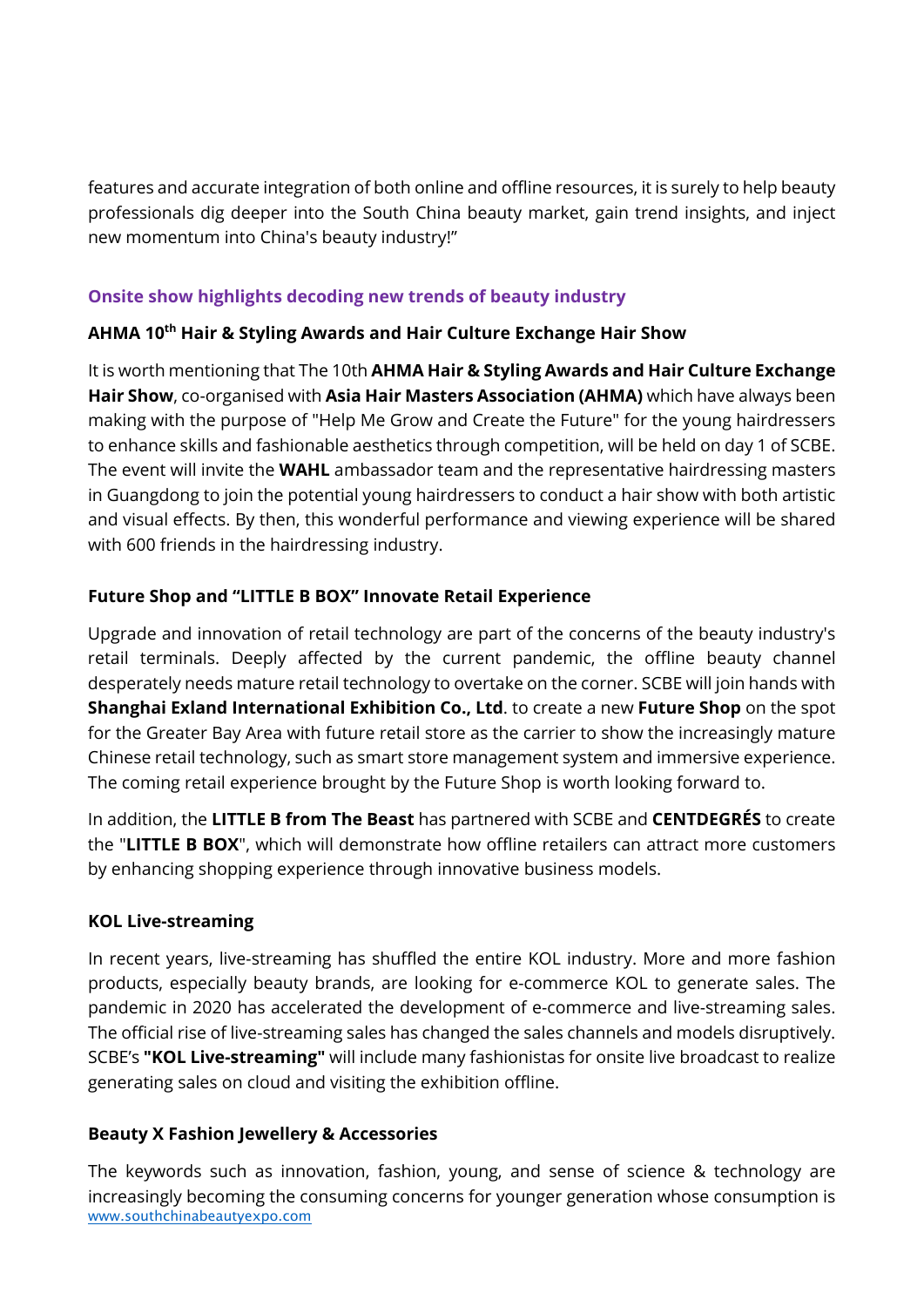features and accurate integration of both online and offline resources, it is surely to help beauty professionals dig deeper into the South China beauty market, gain trend insights, and inject new momentum into China's beauty industry!"

## Onsite show highlights decoding new trends of beauty industry

### AHMA 10th Hair & Styling Awards and Hair Culture Exchange Hair Show

It is worth mentioning that The 10th **AHMA Hair & Styling Awards and Hair Culture Exchange Hair Show**, co-organised with **Asia Hair Masters Association (AHMA)** which have always been making with the purpose of "Help Me Grow and Create the Future" for the young hairdressers to enhance skills and fashionable aesthetics through competition, will be held on day 1 of SCBE. The event will invite the **WAHL** ambassador team and the representative hairdressing masters in Guangdong to join the potential young hairdressers to conduct a hair show with both artistic and visual effects. By then, this wonderful performance and viewing experience will be shared with 600 friends in the hairdressing industry.

### Future Shop and "LITTLE B BOX" Innovate Retail Experience

Upgrade and innovation of retail technology are part of the concerns of the beauty industry's retail terminals. Deeply affected by the current pandemic, the offline beauty channel desperately needs mature retail technology to overtake on the corner. SCBE will join hands with **Shanghai Exland International Exhibition Co., Ltd**. to create a new **Future Shop** on the spot for the Greater Bay Area with future retail store as the carrier to show the increasingly mature Chinese retail technology, such as smart store management system and immersive experience. The coming retail experience brought by the Future Shop is worth looking forward to.

In addition, the **LITTLE B from The Beast** has partnered with SCBE and **CENTDEGRÉS** to create the "**LITTLE B BOX**", which will demonstrate how offline retailers can attract more customers by enhancing shopping experience through innovative business models.

### KOL Live-streaming

In recent years, live-streaming has shuffled the entire KOL industry. More and more fashion products, especially beauty brands, are looking for e-commerce KOL to generate sales. The pandemic in 2020 has accelerated the development of e-commerce and live-streaming sales. The official rise of live-streaming sales has changed the sales channels and models disruptively. SCBE's **"KOL Live-streaming"** will include many fashionistas for onsite live broadcast to realize generating sales on cloud and visiting the exhibition offline.

### Beauty X Fashion Jewellery & Accessories

The keywords such as innovation, fashion, young, and sense of science & technology are increasingly becoming the consuming concerns for younger generation whose consumption is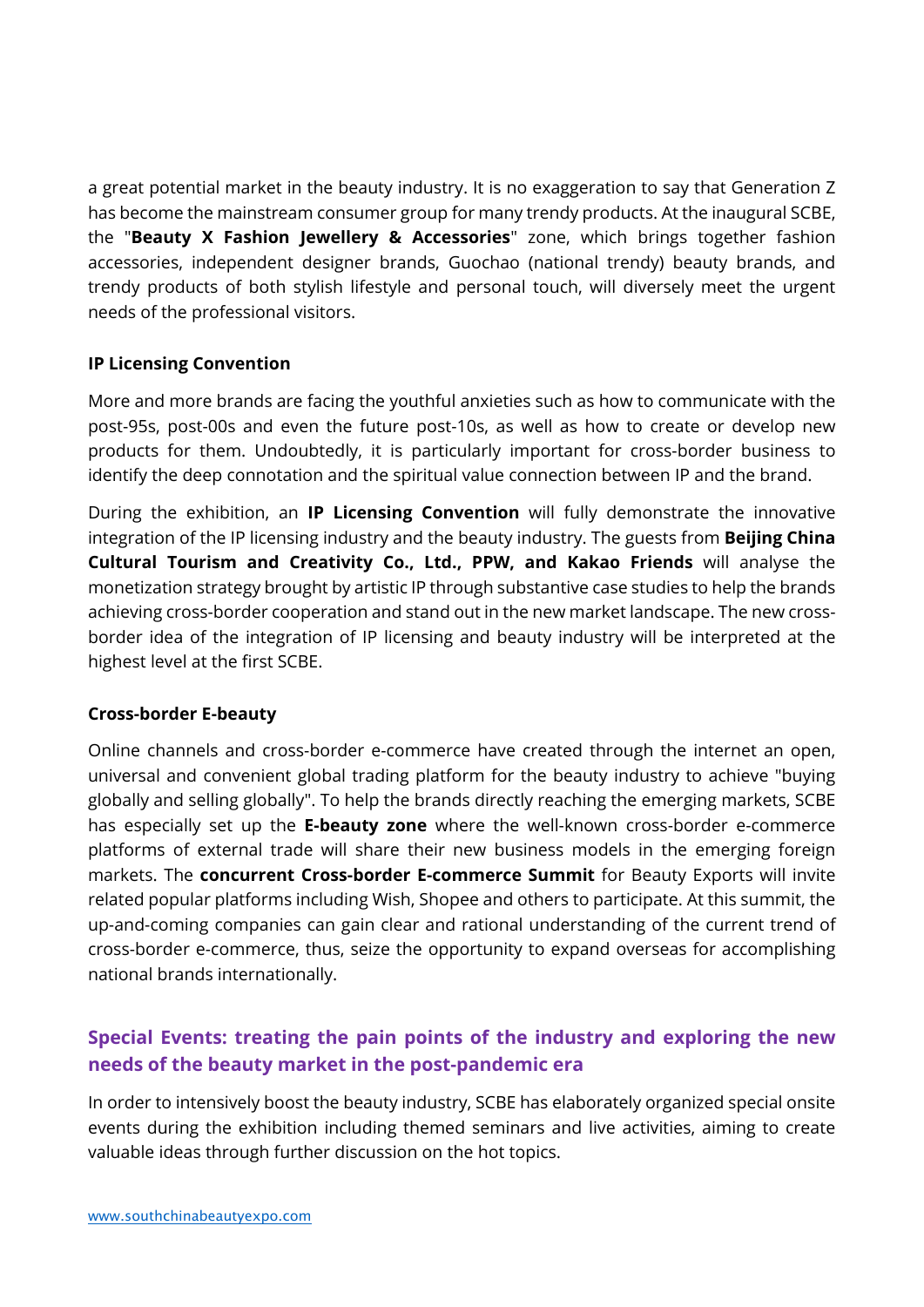a great potential market in the beauty industry. It is no exaggeration to say that Generation Z has become the mainstream consumer group for many trendy products. At the inaugural SCBE, the "**Beauty X Fashion Jewellery & Accessories**" zone, which brings together fashion accessories, independent designer brands, Guochao (national trendy) beauty brands, and trendy products of both stylish lifestyle and personal touch, will diversely meet the urgent needs of the professional visitors.

**IP Licensing Convention**

More and more brands are facing the youthful anxieties such as how to communicate with the post-95s, post-00s and even the future post-10s, as well as how to create or develop new products for them. Undoubtedly, it is particularly important for cross-border business to identify the deep connotation and the spiritual value connection between IP and the brand.

During the exhibition, an **IP Licensing Convention** will fully demonstrate the innovative integration of the IP licensing industry and the beauty industry. The guests from **Beijing China Cultural Tourism and Creativity Co., Ltd., PPW, and Kakao Friends** will analyse the monetization strategy brought by artistic IP through substantive case studies to help the brands achieving cross-border cooperation and stand out in the new market landscape. The new cross-border idea of the integration of IP licensing and beauty industry will be interpreted at the highest level at the first SCBE.

**Cross-border E-beauty**

Online channels and cross-border e-commerce have created through the internet an open, universal and convenient global trading platform for the beauty industry to achieve "buying globally and selling globally". To help the brands directly reaching the emerging markets, SCBE has especially set up the **E-beauty zone** where the well-known cross-border e-commerce platforms of external trade will share their new business models in the emerging foreign markets. The **concurrent Cross-border E-commerce Summit** for Beauty Exports will invite related popular platforms including Wish, Shopee and others to participate. At this summit, the up-and-coming companies can gain clear and rational understanding of the current trend of cross-border e-commerce, thus, seize the opportunity to expand overseas for accomplishing national brands internationally.

## Special Events: treating the pain points of the industry and exploring the new needs of the beauty market in the post-pandemic era

In order to intensively boost the beauty industry, SCBE has elaborately organized special onsite events during the exhibition including themed seminars and live activities, aiming to create valuable ideas through further discussion on the hot topics.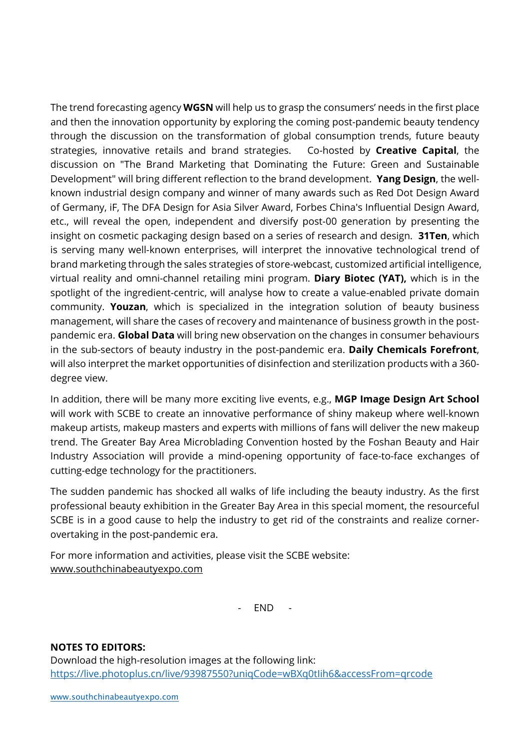The trend forecasting agency **WGSN** will help us to grasp the consumers' needs in the first place and then the innovation opportunity by exploring the coming post-pandemic beauty tendency through the discussion on the transformation of global consumption trends, future beauty strategies, innovative retails and brand strategies. Co-hosted by **Creative Capital**, the discussion on "The Brand Marketing that Dominating the Future: Green and Sustainable Development" will bring different reflection to the brand development. **Yang Design**, the well-known industrial design company and winner of many awards such as Red Dot Design Award of Germany, iF, The DFA Design for Asia Silver Award, Forbes China's Influential Design Award, etc., will reveal the open, independent and diversify post-00 generation by presenting the insight on cosmetic packaging design based on a series of research and design. **31Ten**, which is serving many well-known enterprises, will interpret the innovative technological trend of brand marketing through the sales strategies of store-webcast, customized artificial intelligence, virtual reality and omni-channel retailing mini program. **Diary Biotec (YAT),** which is in the spotlight of the ingredient-centric, will analyse how to create a value-enabled private domain community. **Youzan**, which is specialized in the integration solution of beauty business management, will share the cases of recovery and maintenance of business growth in the post-pandemic era. **Global Data** will bring new observation on the changes in consumer behaviours in the sub-sectors of beauty industry in the post-pandemic era. **Daily Chemicals Forefront**, will also interpret the market opportunities of disinfection and sterilization products with a 360-degree view.

In addition, there will be many more exciting live events, e.g., **MGP Image Design Art School** will work with SCBE to create an innovative performance of shiny makeup where well-known makeup artists, makeup masters and experts with millions of fans will deliver the new makeup trend. The Greater Bay Area Microblading Convention hosted by the Foshan Beauty and Hair Industry Association will provide a mind-opening opportunity of face-to-face exchanges of cutting-edge technology for the practitioners.

The sudden pandemic has shocked all walks of life including the beauty industry. As the first professional beauty exhibition in the Greater Bay Area in this special moment, the resourceful SCBE is in a good cause to help the industry to get rid of the constraints and realize corner-overtaking in the post-pandemic era.

For more information and activities, please visit the SCBE website:
www.southchinabeautyexpo.com

\- END -

**NOTES TO EDITORS:**
Download the high-resolution images at the following link:
https://live.photoplus.cn/live/93987550?uniqCode=wBXq0tIih6&accessFrom=qrcode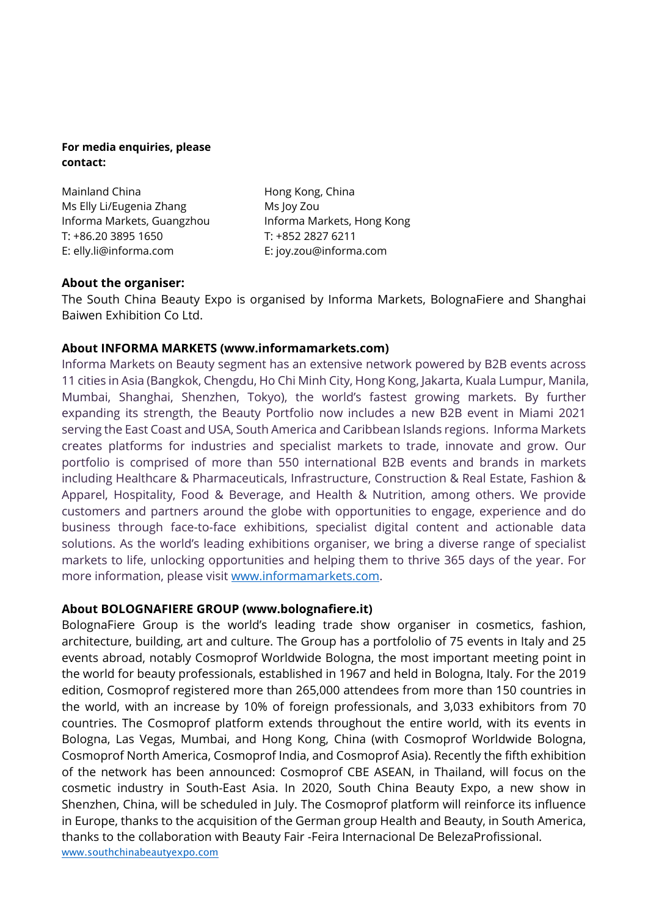**For media enquiries, please contact:**

Mainland China
Ms Elly Li/Eugenia Zhang
Informa Markets, Guangzhou
T: +86.20 3895 1650
E: elly.li@informa.com

Hong Kong, China
Ms Joy Zou
Informa Markets, Hong Kong
T: +852 2827 6211
E: joy.zou@informa.com

**About the organiser:**
The South China Beauty Expo is organised by Informa Markets, BolognaFiere and Shanghai Baiwen Exhibition Co Ltd.

**About INFORMA MARKETS (www.informamarkets.com)**
Informa Markets on Beauty segment has an extensive network powered by B2B events across 11 cities in Asia (Bangkok, Chengdu, Ho Chi Minh City, Hong Kong, Jakarta, Kuala Lumpur, Manila, Mumbai, Shanghai, Shenzhen, Tokyo), the world's fastest growing markets. By further expanding its strength, the Beauty Portfolio now includes a new B2B event in Miami 2021 serving the East Coast and USA, South America and Caribbean Islands regions. Informa Markets creates platforms for industries and specialist markets to trade, innovate and grow. Our portfolio is comprised of more than 550 international B2B events and brands in markets including Healthcare & Pharmaceuticals, Infrastructure, Construction & Real Estate, Fashion & Apparel, Hospitality, Food & Beverage, and Health & Nutrition, among others. We provide customers and partners around the globe with opportunities to engage, experience and do business through face-to-face exhibitions, specialist digital content and actionable data solutions. As the world's leading exhibitions organiser, we bring a diverse range of specialist markets to life, unlocking opportunities and helping them to thrive 365 days of the year. For more information, please visit [www.informamarkets.com](www.informamarkets.com).

**About BOLOGNAFIERE GROUP (www.bolognafiere.it)**
BolognaFiere Group is the world's leading trade show organiser in cosmetics, fashion, architecture, building, art and culture. The Group has a portfololio of 75 events in Italy and 25 events abroad, notably Cosmoprof Worldwide Bologna, the most important meeting point in the world for beauty professionals, established in 1967 and held in Bologna, Italy. For the 2019 edition, Cosmoprof registered more than 265,000 attendees from more than 150 countries in the world, with an increase by 10% of foreign professionals, and 3,033 exhibitors from 70 countries. The Cosmoprof platform extends throughout the entire world, with its events in Bologna, Las Vegas, Mumbai, and Hong Kong, China (with Cosmoprof Worldwide Bologna, Cosmoprof North America, Cosmoprof India, and Cosmoprof Asia). Recently the fifth exhibition of the network has been announced: Cosmoprof CBE ASEAN, in Thailand, will focus on the cosmetic industry in South-East Asia. In 2020, South China Beauty Expo, a new show in Shenzhen, China, will be scheduled in July. The Cosmoprof platform will reinforce its influence in Europe, thanks to the acquisition of the German group Health and Beauty, in South America, thanks to the collaboration with Beauty Fair -Feira Internacional De BelezaProfissional.
[www.southchinabeautyexpo.com](www.southchinabeautyexpo.com)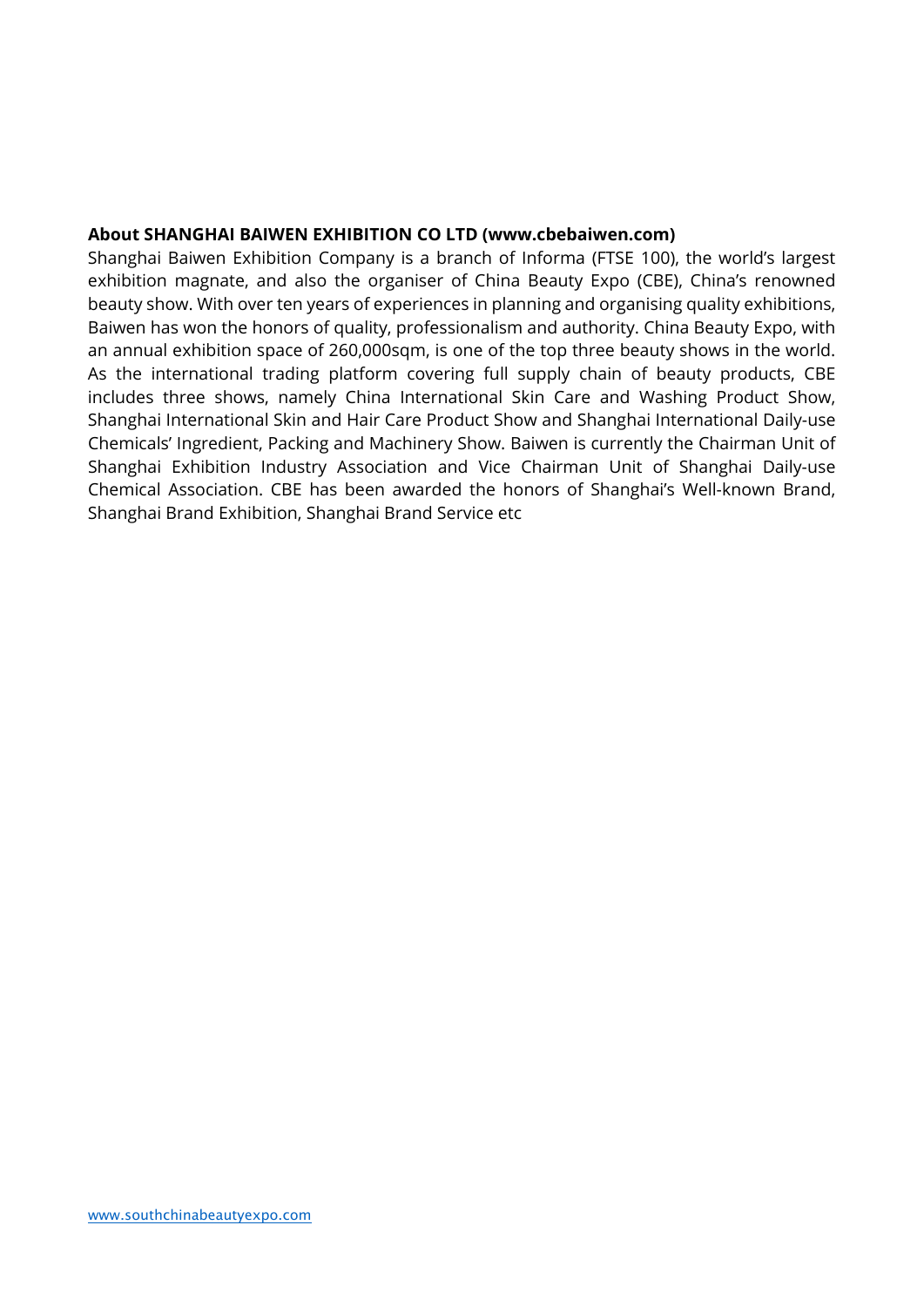**About SHANGHAI BAIWEN EXHIBITION CO LTD (www.cbebaiwen.com)**

Shanghai Baiwen Exhibition Company is a branch of Informa (FTSE 100), the world's largest exhibition magnate, and also the organiser of China Beauty Expo (CBE), China's renowned beauty show. With over ten years of experiences in planning and organising quality exhibitions, Baiwen has won the honors of quality, professionalism and authority. China Beauty Expo, with an annual exhibition space of 260,000sqm, is one of the top three beauty shows in the world. As the international trading platform covering full supply chain of beauty products, CBE includes three shows, namely China International Skin Care and Washing Product Show, Shanghai International Skin and Hair Care Product Show and Shanghai International Daily-use Chemicals' Ingredient, Packing and Machinery Show. Baiwen is currently the Chairman Unit of Shanghai Exhibition Industry Association and Vice Chairman Unit of Shanghai Daily-use Chemical Association. CBE has been awarded the honors of Shanghai's Well-known Brand, Shanghai Brand Exhibition, Shanghai Brand Service etc

www.southchinabeautyexpo.com